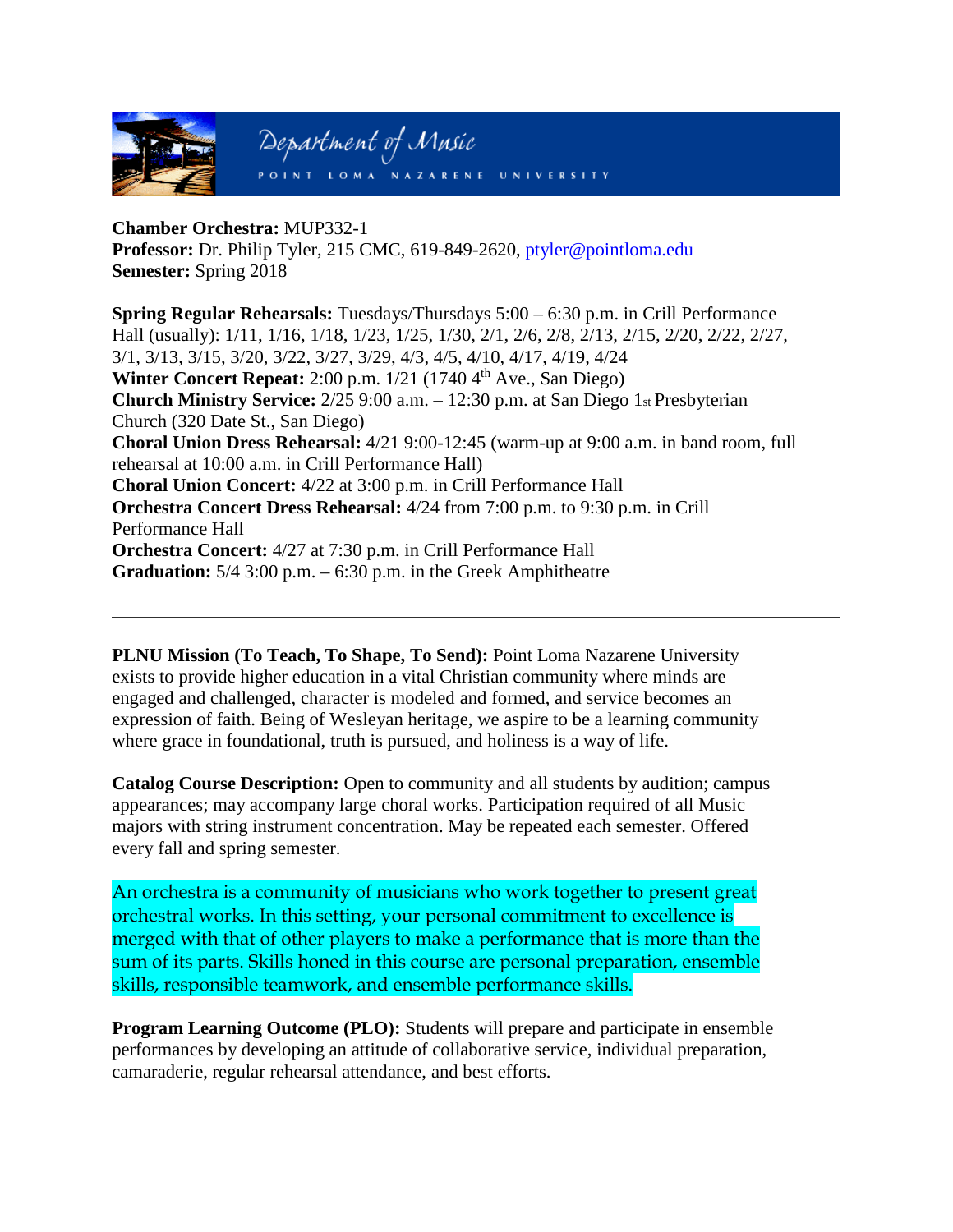Department of Music

POINT LOMA NAZARENE UNIVERSITY

**Chamber Orchestra:** MUP332-1
**Professor:** Dr. Philip Tyler, 215 CMC, 619-849-2620, ptyler@pointloma.edu
**Semester:** Spring 2018

**Spring Regular Rehearsals:** Tuesdays/Thursdays 5:00 – 6:30 p.m. in Crill Performance Hall (usually): 1/11, 1/16, 1/18, 1/23, 1/25, 1/30, 2/1, 2/6, 2/8, 2/13, 2/15, 2/20, 2/22, 2/27, 3/1, 3/13, 3/15, 3/20, 3/22, 3/27, 3/29, 4/3, 4/5, 4/10, 4/17, 4/19, 4/24
**Winter Concert Repeat:** 2:00 p.m. 1/21 (1740 4th Ave., San Diego)
**Church Ministry Service:** 2/25 9:00 a.m. – 12:30 p.m. at San Diego 1st Presbyterian Church (320 Date St., San Diego)
**Choral Union Dress Rehearsal:** 4/21 9:00-12:45 (warm-up at 9:00 a.m. in band room, full rehearsal at 10:00 a.m. in Crill Performance Hall)
**Choral Union Concert:** 4/22 at 3:00 p.m. in Crill Performance Hall
**Orchestra Concert Dress Rehearsal:** 4/24 from 7:00 p.m. to 9:30 p.m. in Crill Performance Hall
**Orchestra Concert:** 4/27 at 7:30 p.m. in Crill Performance Hall
**Graduation:** 5/4 3:00 p.m. – 6:30 p.m. in the Greek Amphitheatre

---

**PLNU Mission (To Teach, To Shape, To Send):** Point Loma Nazarene University exists to provide higher education in a vital Christian community where minds are engaged and challenged, character is modeled and formed, and service becomes an expression of faith. Being of Wesleyan heritage, we aspire to be a learning community where grace in foundational, truth is pursued, and holiness is a way of life.

**Catalog Course Description:** Open to community and all students by audition; campus appearances; may accompany large choral works. Participation required of all Music majors with string instrument concentration. May be repeated each semester. Offered every fall and spring semester.

An orchestra is a community of musicians who work together to present great orchestral works. In this setting, your personal commitment to excellence is merged with that of other players to make a performance that is more than the sum of its parts. Skills honed in this course are personal preparation, ensemble skills, responsible teamwork, and ensemble performance skills.

**Program Learning Outcome (PLO):** Students will prepare and participate in ensemble performances by developing an attitude of collaborative service, individual preparation, camaraderie, regular rehearsal attendance, and best efforts.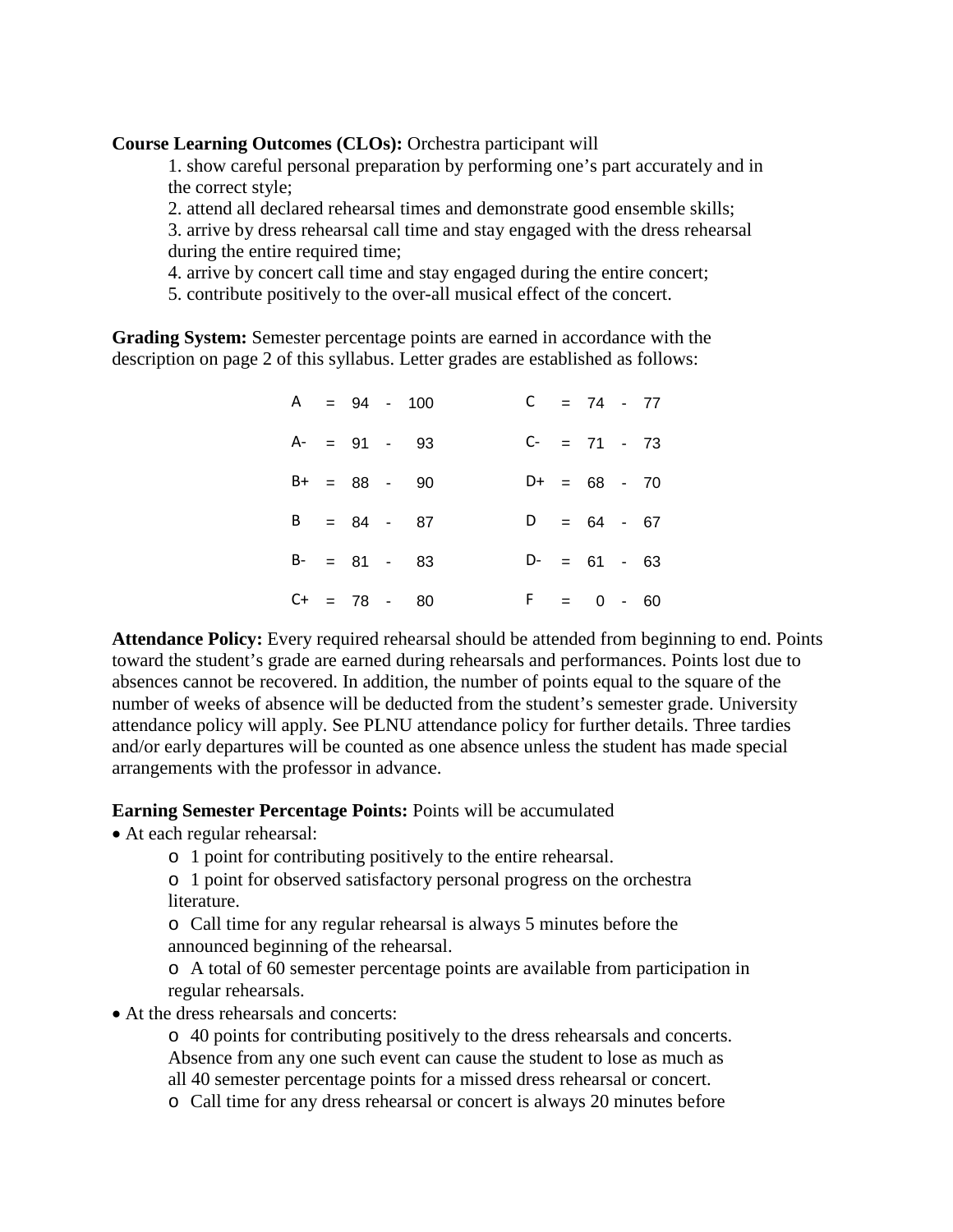**Course Learning Outcomes (CLOs):** Orchestra participant will

1. show careful personal preparation by performing one's part accurately and in the correct style;
2. attend all declared rehearsal times and demonstrate good ensemble skills;
3. arrive by dress rehearsal call time and stay engaged with the dress rehearsal during the entire required time;
4. arrive by concert call time and stay engaged during the entire concert;
5. contribute positively to the over-all musical effect of the concert.

**Grading System:** Semester percentage points are earned in accordance with the description on page 2 of this syllabus. Letter grades are established as follows:

| Grade | Range | Grade | Range |
|---|---|---|---|
| A | = 94 - 100 | C | = 74 - 77 |
| A- | = 91 - 93 | C- | = 71 - 73 |
| B+ | = 88 - 90 | D+ | = 68 - 70 |
| B | = 84 - 87 | D | = 64 - 67 |
| B- | = 81 - 83 | D- | = 61 - 63 |
| C+ | = 78 - 80 | F | = 0 - 60 |

**Attendance Policy:** Every required rehearsal should be attended from beginning to end. Points toward the student's grade are earned during rehearsals and performances. Points lost due to absences cannot be recovered. In addition, the number of points equal to the square of the number of weeks of absence will be deducted from the student's semester grade. University attendance policy will apply. See PLNU attendance policy for further details. Three tardies and/or early departures will be counted as one absence unless the student has made special arrangements with the professor in advance.

**Earning Semester Percentage Points:** Points will be accumulated

- At each regular rehearsal:
  - 1 point for contributing positively to the entire rehearsal.
  - 1 point for observed satisfactory personal progress on the orchestra literature.
  - Call time for any regular rehearsal is always 5 minutes before the announced beginning of the rehearsal.
  - A total of 60 semester percentage points are available from participation in regular rehearsals.
- At the dress rehearsals and concerts:
  - 40 points for contributing positively to the dress rehearsals and concerts. Absence from any one such event can cause the student to lose as much as all 40 semester percentage points for a missed dress rehearsal or concert.
  - Call time for any dress rehearsal or concert is always 20 minutes before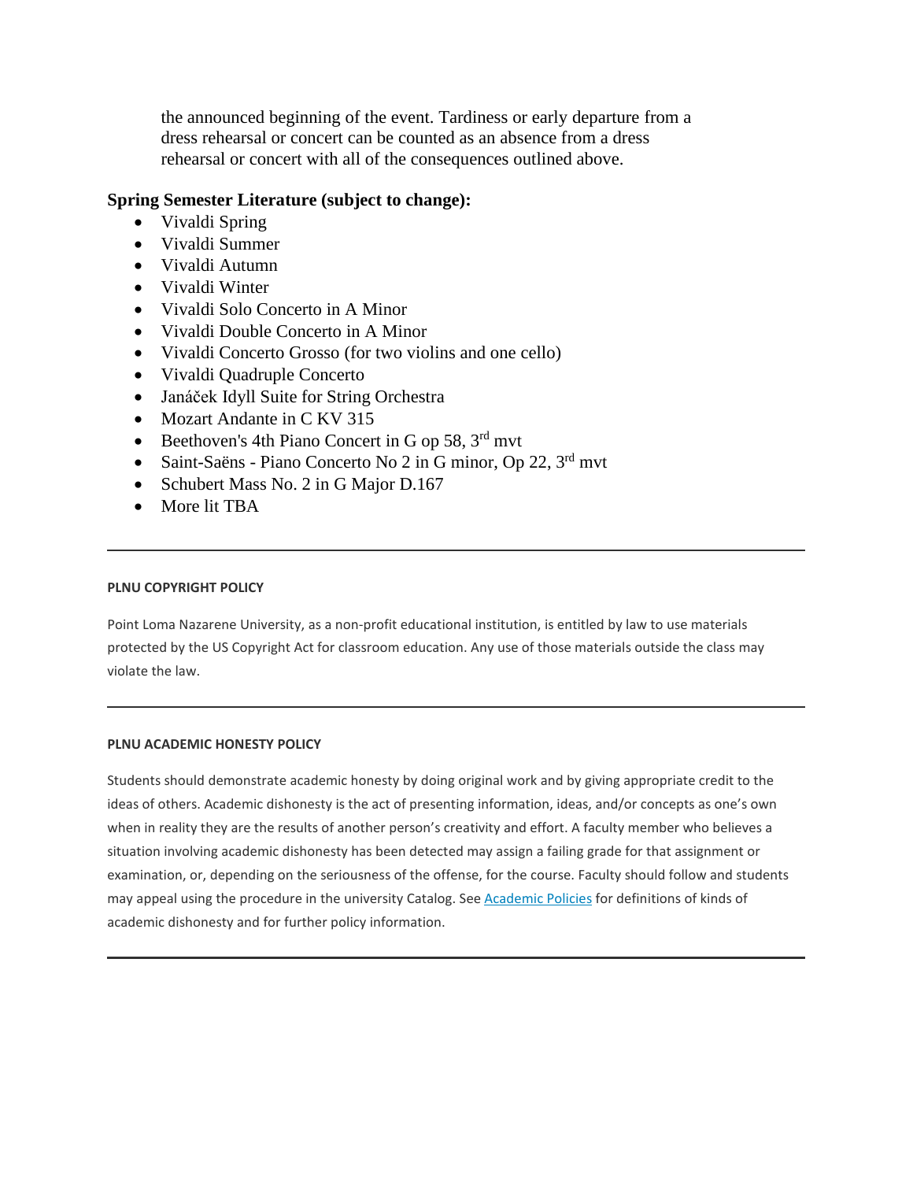the announced beginning of the event. Tardiness or early departure from a dress rehearsal or concert can be counted as an absence from a dress rehearsal or concert with all of the consequences outlined above.

### Spring Semester Literature (subject to change):

- Vivaldi Spring
- Vivaldi Summer
- Vivaldi Autumn
- Vivaldi Winter
- Vivaldi Solo Concerto in A Minor
- Vivaldi Double Concerto in A Minor
- Vivaldi Concerto Grosso (for two violins and one cello)
- Vivaldi Quadruple Concerto
- Janáček Idyll Suite for String Orchestra
- Mozart Andante in C KV 315
- Beethoven's 4th Piano Concert in G op 58, 3rd mvt
- Saint-Saëns - Piano Concerto No 2 in G minor, Op 22, 3rd mvt
- Schubert Mass No. 2 in G Major D.167
- More lit TBA

---

#### PLNU COPYRIGHT POLICY

Point Loma Nazarene University, as a non-profit educational institution, is entitled by law to use materials protected by the US Copyright Act for classroom education. Any use of those materials outside the class may violate the law.

---

#### PLNU ACADEMIC HONESTY POLICY

Students should demonstrate academic honesty by doing original work and by giving appropriate credit to the ideas of others. Academic dishonesty is the act of presenting information, ideas, and/or concepts as one's own when in reality they are the results of another person's creativity and effort. A faculty member who believes a situation involving academic dishonesty has been detected may assign a failing grade for that assignment or examination, or, depending on the seriousness of the offense, for the course. Faculty should follow and students may appeal using the procedure in the university Catalog. See Academic Policies for definitions of kinds of academic dishonesty and for further policy information.

---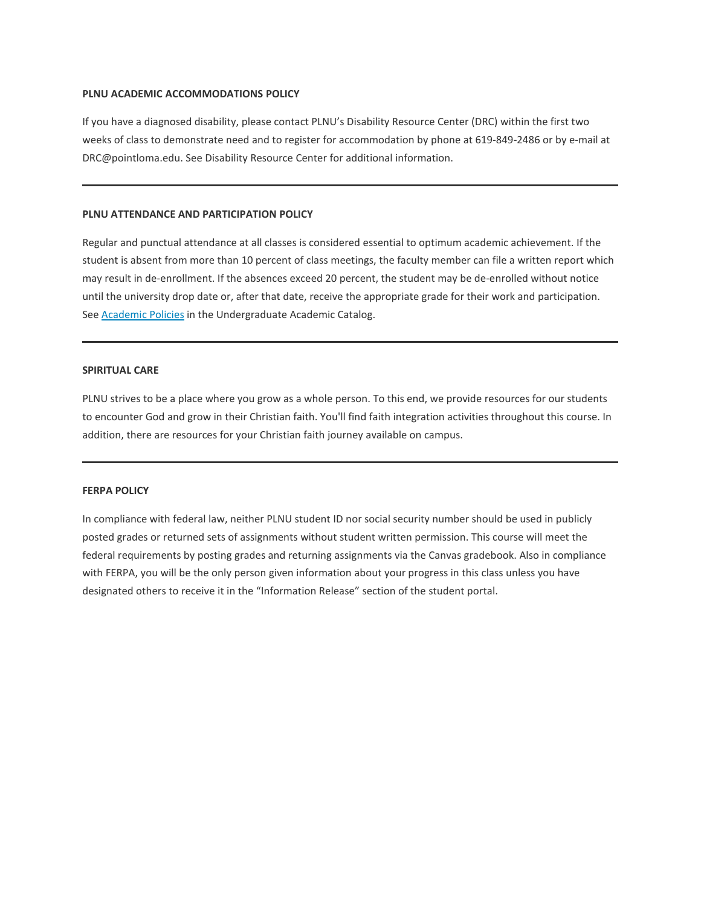**PLNU ACADEMIC ACCOMMODATIONS POLICY**

If you have a diagnosed disability, please contact PLNU's Disability Resource Center (DRC) within the first two weeks of class to demonstrate need and to register for accommodation by phone at 619-849-2486 or by e-mail at DRC@pointloma.edu. See Disability Resource Center for additional information.

---

**PLNU ATTENDANCE AND PARTICIPATION POLICY**

Regular and punctual attendance at all classes is considered essential to optimum academic achievement. If the student is absent from more than 10 percent of class meetings, the faculty member can file a written report which may result in de-enrollment. If the absences exceed 20 percent, the student may be de-enrolled without notice until the university drop date or, after that date, receive the appropriate grade for their work and participation. See Academic Policies in the Undergraduate Academic Catalog.

---

**SPIRITUAL CARE**

PLNU strives to be a place where you grow as a whole person. To this end, we provide resources for our students to encounter God and grow in their Christian faith. You'll find faith integration activities throughout this course. In addition, there are resources for your Christian faith journey available on campus.

---

**FERPA POLICY**

In compliance with federal law, neither PLNU student ID nor social security number should be used in publicly posted grades or returned sets of assignments without student written permission. This course will meet the federal requirements by posting grades and returning assignments via the Canvas gradebook. Also in compliance with FERPA, you will be the only person given information about your progress in this class unless you have designated others to receive it in the "Information Release" section of the student portal.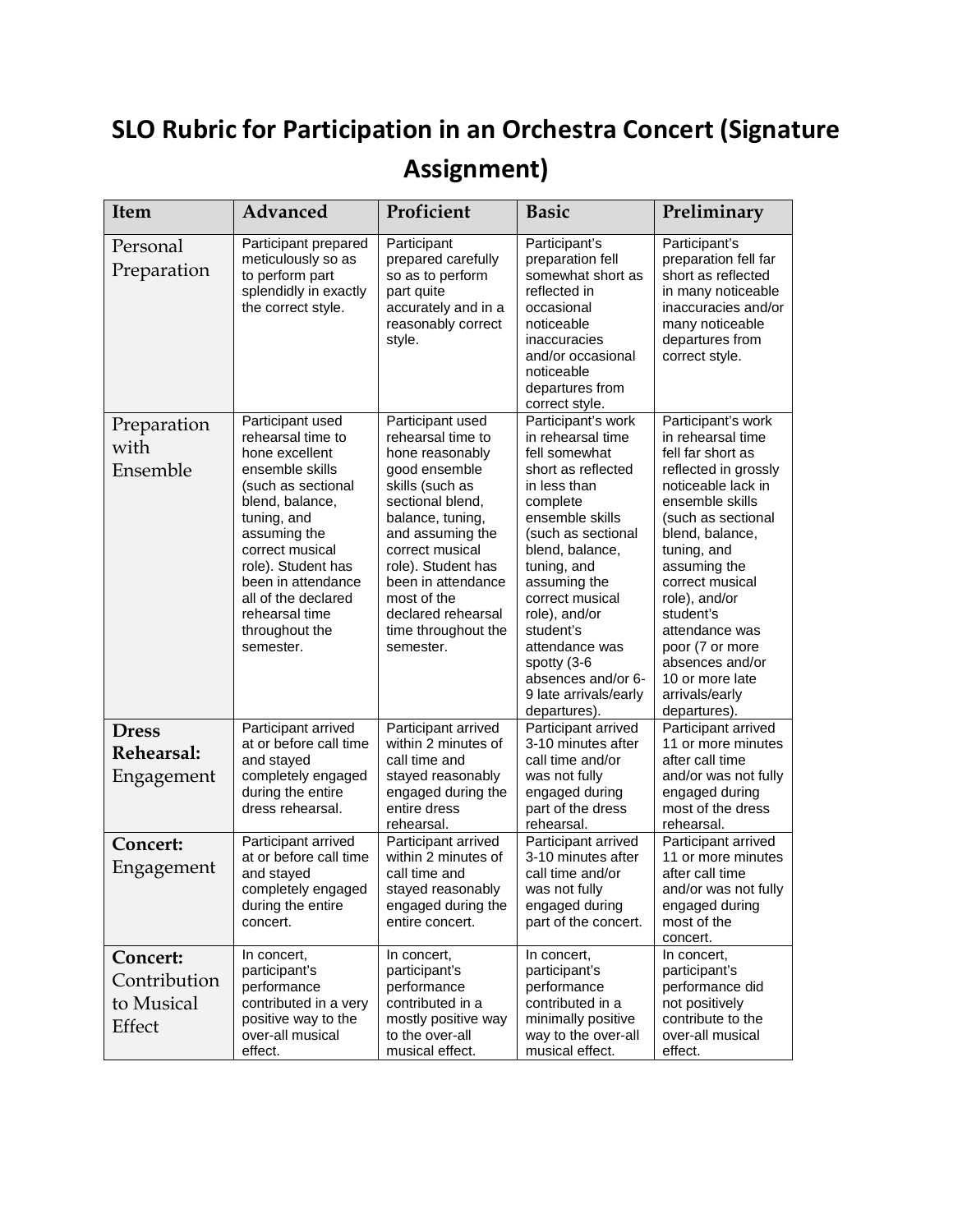# SLO Rubric for Participation in an Orchestra Concert (Signature Assignment)

| Item | Advanced | Proficient | Basic | Preliminary |
|---|---|---|---|---|
| Personal Preparation | Participant prepared meticulously so as to perform part splendidly in exactly the correct style. | Participant prepared carefully so as to perform part quite accurately and in a reasonably correct style. | Participant's preparation fell somewhat short as reflected in occasional noticeable inaccuracies and/or occasional noticeable departures from correct style. | Participant's preparation fell far short as reflected in many noticeable inaccuracies and/or many noticeable departures from correct style. |
| Preparation with Ensemble | Participant used rehearsal time to hone excellent ensemble skills (such as sectional blend, balance, tuning, and assuming the correct musical role). Student has been in attendance all of the declared rehearsal time throughout the semester. | Participant used rehearsal time to hone reasonably good ensemble skills (such as sectional blend, balance, tuning, and assuming the correct musical role). Student has been in attendance most of the declared rehearsal time throughout the semester. | Participant's work in rehearsal time fell somewhat short as reflected in less than complete ensemble skills (such as sectional blend, balance, tuning, and assuming the correct musical role), and/or student's attendance was spotty (3-6 absences and/or 6-9 late arrivals/early departures). | Participant's work in rehearsal time fell far short as reflected in grossly noticeable lack in ensemble skills (such as sectional blend, balance, tuning, and assuming the correct musical role), and/or student's attendance was poor (7 or more absences and/or 10 or more late arrivals/early departures). |
| **Dress Rehearsal:** Engagement | Participant arrived at or before call time and stayed completely engaged during the entire dress rehearsal. | Participant arrived within 2 minutes of call time and stayed reasonably engaged during the entire dress rehearsal. | Participant arrived 3-10 minutes after call time and/or was not fully engaged during part of the dress rehearsal. | Participant arrived 11 or more minutes after call time and/or was not fully engaged during most of the dress rehearsal. |
| **Concert:** Engagement | Participant arrived at or before call time and stayed completely engaged during the entire concert. | Participant arrived within 2 minutes of call time and stayed reasonably engaged during the entire concert. | Participant arrived 3-10 minutes after call time and/or was not fully engaged during part of the concert. | Participant arrived 11 or more minutes after call time and/or was not fully engaged during most of the concert. |
| **Concert:** Contribution to Musical Effect | In concert, participant's performance contributed in a very positive way to the over-all musical effect. | In concert, participant's performance contributed in a mostly positive way to the over-all musical effect. | In concert, participant's performance contributed in a minimally positive way to the over-all musical effect. | In concert, participant's performance did not positively contribute to the over-all musical effect. |